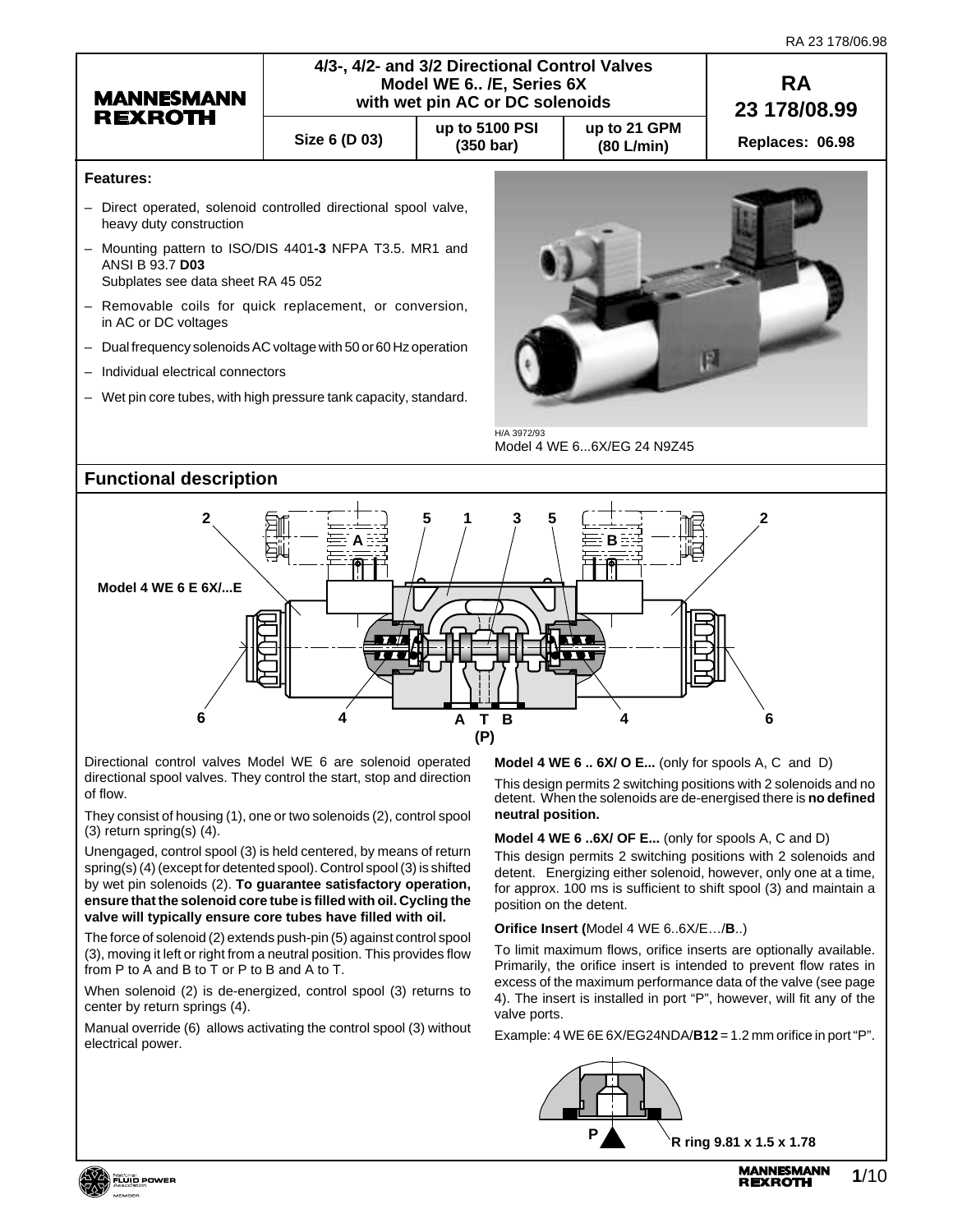MANNESMANN REXROTH

# 4/3-, 4/2- and 3/2 Directional Control Valves Model WE 6.. /E, Series 6X with wet pin AC or DC solenoids

| Size 6 (D 03) | up to 5100 PSI (350 bar) | up to 21 GPM (80 L/min) | RA 23 178/08.99 Replaces: 06.98 |
|---|---|---|---|

**Features:**

- Direct operated, solenoid controlled directional spool valve, heavy duty construction
- Mounting pattern to ISO/DIS 4401-**3** NFPA T3.5. MR1 and ANSI B 93.7 **D03**
  Subplates see data sheet RA 45 052
- Removable coils for quick replacement, or conversion, in AC or DC voltages
- Dual frequency solenoids AC voltage with 50 or 60 Hz operation
- Individual electrical connectors
- Wet pin core tubes, with high pressure tank capacity, standard.

H/A 3972/93
Model 4 WE 6...6X/EG 24 N9Z45

## Functional description

**Model 4 WE 6 E 6X/...E**

Directional control valves Model WE 6 are solenoid operated directional spool valves. They control the start, stop and direction of flow.

They consist of housing (1), one or two solenoids (2), control spool (3) return spring(s) (4).

Unengaged, control spool (3) is held centered, by means of return spring(s) (4) (except for detented spool). Control spool (3) is shifted by wet pin solenoids (2). **To guarantee satisfactory operation, ensure that the solenoid core tube is filled with oil. Cycling the valve will typically ensure core tubes have filled with oil.**

The force of solenoid (2) extends push-pin (5) against control spool (3), moving it left or right from a neutral position. This provides flow from P to A and B to T or P to B and A to T.

When solenoid (2) is de-energized, control spool (3) returns to center by return springs (4).

Manual override (6) allows activating the control spool (3) without electrical power.

**Model 4 WE 6 .. 6X/ O E...** (only for spools A, C and D)

This design permits 2 switching positions with 2 solenoids and no detent. When the solenoids are de-energised there is **no defined neutral position.**

**Model 4 WE 6 ..6X/ OF E...** (only for spools A, C and D)

This design permits 2 switching positions with 2 solenoids and detent. Energizing either solenoid, however, only one at a time, for approx. 100 ms is sufficient to shift spool (3) and maintain a position on the detent.

**Orifice Insert (**Model 4 WE 6..6X/E…/**B**..)

To limit maximum flows, orifice inserts are optionally available. Primarily, the orifice insert is intended to prevent flow rates in excess of the maximum performance data of the valve (see page 4). The insert is installed in port "P", however, will fit any of the valve ports.

Example: 4 WE 6E 6X/EG24NDA/**B12** = 1.2 mm orifice in port "P".

**R ring 9.81 x 1.5 x 1.78**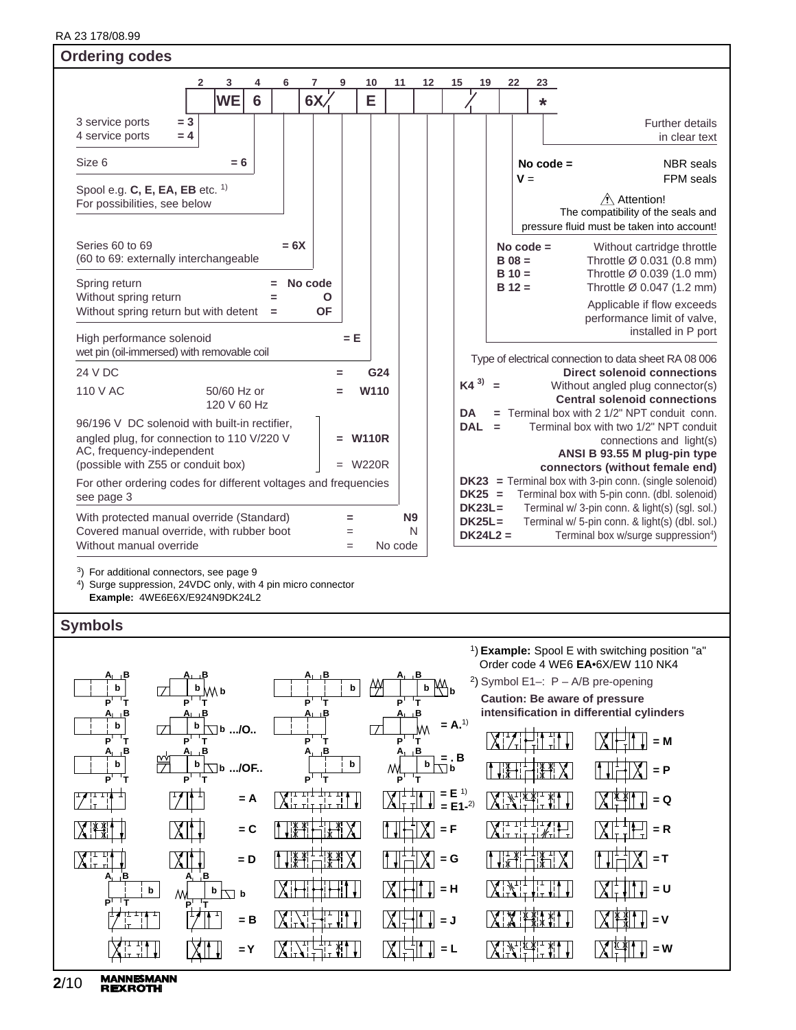## Ordering codes

| 2 | 3 | 4 | 6 | 7 | 9 | 10 | 11 | 12 | 15 | 19 | 22 | 23 |
|---|---|---|---|---|---|---|---|---|---|---|---|---|
| | WE | 6 | | 6X/ | | E | | | / | | | * |

3 service ports = 3
4 service ports = 4

Size 6 = 6

Spool e.g. **C, E, EA, EB** etc. [1)]
For possibilities, see below

Series 60 to 69 = 6X
(60 to 69: externally interchangeable

Spring return = No code
Without spring return = O
Without spring return but with detent = OF

High performance solenoid = E
wet pin (oil-immersed) with removable coil

24 V DC = G24
110 V AC 50/60 Hz or 120 V 60 Hz = W110

96/196 V DC solenoid with built-in rectifier, angled plug, for connection to 110 V/220 V AC, frequency-independent (possible with Z55 or conduit box) = W110R / = W220R

For other ordering codes for different voltages and frequencies see page 3

With protected manual override (Standard) = N9
Covered manual override, with rubber boot = N
Without manual override = No code

Further details in clear text

**No code =** NBR seals
**V** = FPM seals

⚠ Attention!
The compatibility of the seals and pressure fluid must be taken into account!

**No code =** Without cartridge throttle
**B 08 =** Throttle Ø 0.031 (0.8 mm)
**B 10 =** Throttle Ø 0.039 (1.0 mm)
**B 12 =** Throttle Ø 0.047 (1.2 mm)
Applicable if flow exceeds performance limit of valve, installed in P port

Type of electrical connection to data sheet RA 08 006

**Direct solenoid connections**
**K4** [3)] = Without angled plug connector(s)

**Central solenoid connections**
**DA** = Terminal box with 2 1/2" NPT conduit conn.
**DAL** = Terminal box with two 1/2" NPT conduit connections and light(s)

**ANSI B 93.55 M plug-pin type connectors (without female end)**
**DK23** = Terminal box with 3-pin conn. (single solenoid)
**DK25** = Terminal box with 5-pin conn. (dbl. solenoid)
**DK23L** = Terminal w/ 3-pin conn. & light(s) (sgl. sol.)
**DK25L** = Terminal w/ 5-pin conn. & light(s) (dbl. sol.)
**DK24L2** = Terminal box w/surge suppression[4)]

[3)] For additional connectors, see page 9
[4)] Surge suppression, 24VDC only, with 4 pin micro connector
**Example:** 4WE6E6X/E924N9DK24L2

## Symbols

[1)] **Example:** Spool E with switching position "a"
Order code 4 WE6 **EA**•6X/EW 110 NK4

[2)] Symbol E1–: P – A/B pre-opening
**Caution: Be aware of pressure intensification in differential cylinders**

.../O..

.../OF..

= A.[1)]

= .B

= A

= C

= D

= B

= Y

= E [1)]
= E1-[2)]

= F

= G

= H

= J

= L

= M

= P

= Q

= R

= T

= U

= V

= W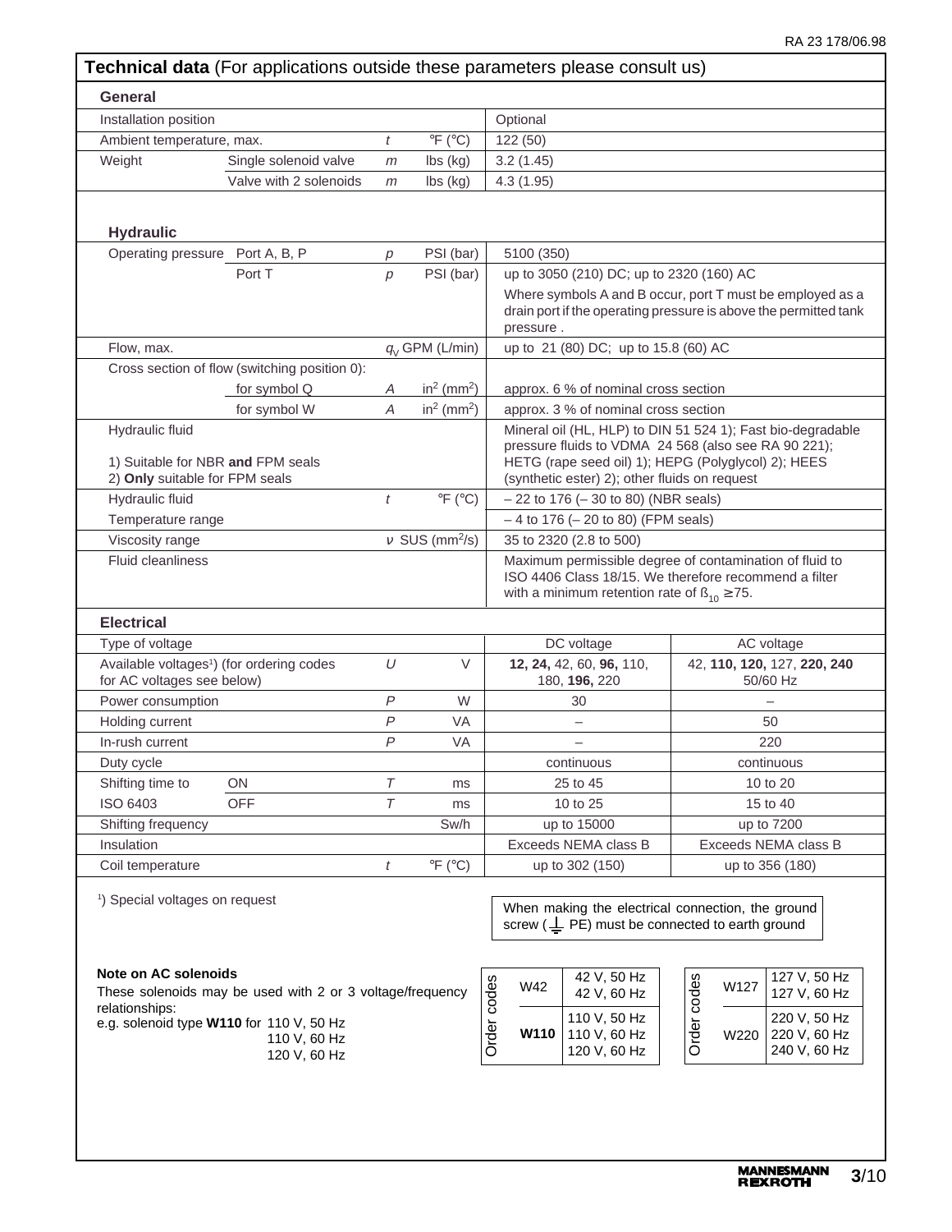## Technical data (For applications outside these parameters please consult us)

### General

| | | | | |
|---|---|---|---|---|
| Installation position | | | | Optional |
| Ambient temperature, max. | | $t$ | °F (°C) | 122 (50) |
| Weight | Single solenoid valve | $m$ | lbs (kg) | 3.2 (1.45) |
| | Valve with 2 solenoids | $m$ | lbs (kg) | 4.3 (1.95) |

### Hydraulic

| | | | | |
|---|---|---|---|---|
| Operating pressure | Port A, B, P | $p$ | PSI (bar) | 5100 (350) |
| | Port T | $p$ | PSI (bar) | up to 3050 (210) DC; up to 2320 (160) AC<br>Where symbols A and B occur, port T must be employed as a drain port if the operating pressure is above the permitted tank pressure . |
| Flow, max. | | $q_V$ | GPM (L/min) | up to 21 (80) DC; up to 15.8 (60) AC |
| Cross section of flow (switching position 0): | | | | |
| | for symbol Q | $A$ | in² (mm²) | approx. 6 % of nominal cross section |
| | for symbol W | $A$ | in² (mm²) | approx. 3 % of nominal cross section |
| Hydraulic fluid<br>1) Suitable for NBR **and** FPM seals<br>2) **Only** suitable for FPM seals | | | | Mineral oil (HL, HLP) to DIN 51 524 1); Fast bio-degradable pressure fluids to VDMA 24 568 (also see RA 90 221); HETG (rape seed oil) 1); HEPG (Polyglycol) 2); HEES (synthetic ester) 2); other fluids on request |
| Hydraulic fluid | | $t$ | °F (°C) | – 22 to 176 (– 30 to 80) (NBR seals) |
| Temperature range | | | | – 4 to 176 (– 20 to 80) (FPM seals) |
| Viscosity range | | $\nu$ | SUS (mm²/s) | 35 to 2320 (2.8 to 500) |
| Fluid cleanliness | | | | Maximum permissible degree of contamination of fluid to ISO 4406 Class 18/15. We therefore recommend a filter with a minimum retention rate of $\beta_{10} \geq 75$. |

### Electrical

| | | | | DC voltage | AC voltage |
|---|---|---|---|---|---|
| Type of voltage | | | | DC voltage | AC voltage |
| Available voltages[1]) (for ordering codes for AC voltages see below) | | $U$ | V | **12, 24,** 42, 60, **96,** 110, 180, **196,** 220 | 42, **110, 120,** 127, **220, 240** 50/60 Hz |
| Power consumption | | $P$ | W | 30 | – |
| Holding current | | $P$ | VA | – | 50 |
| In-rush current | | $P$ | VA | – | 220 |
| Duty cycle | | | | continuous | continuous |
| Shifting time to | ON | $T$ | ms | 25 to 45 | 10 to 20 |
| ISO 6403 | OFF | $T$ | ms | 10 to 25 | 15 to 40 |
| Shifting frequency | | | Sw/h | up to 15000 | up to 7200 |
| Insulation | | | | Exceeds NEMA class B | Exceeds NEMA class B |
| Coil temperature | | $t$ | °F (°C) | up to 302 (150) | up to 356 (180) |

[1]) Special voltages on request

When making the electrical connection, the ground screw (⏚ PE) must be connected to earth ground

**Note on AC solenoids**

These solenoids may be used with 2 or 3 voltage/frequency relationships:
e.g. solenoid type **W110** for 110 V, 50 Hz
110 V, 60 Hz
120 V, 60 Hz

| Order codes | |
|---|---|
| W42 | 42 V, 50 Hz<br>42 V, 60 Hz |
| **W110** | 110 V, 50 Hz<br>110 V, 60 Hz<br>120 V, 60 Hz |

| Order codes | |
|---|---|
| W127 | 127 V, 50 Hz<br>127 V, 60 Hz |
| W220 | 220 V, 50 Hz<br>220 V, 60 Hz<br>240 V, 60 Hz |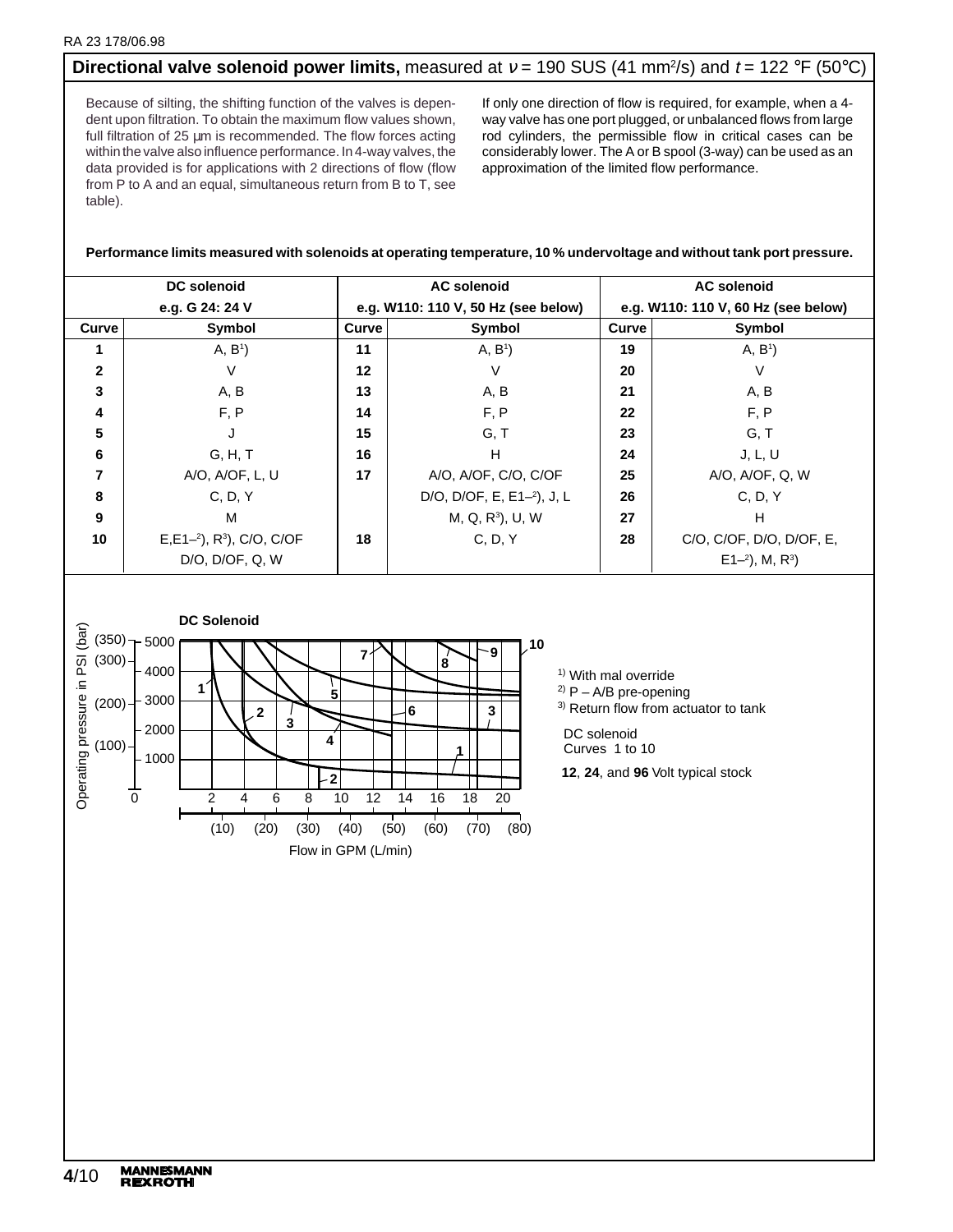## **Directional valve solenoid power limits,** measured at $\nu$ = 190 SUS (41 mm²/s) and $t$ = 122 °F (50°C)

Because of silting, the shifting function of the valves is dependent upon filtration. To obtain the maximum flow values shown, full filtration of 25 µm is recommended. The flow forces acting within the valve also influence performance. In 4-way valves, the data provided is for applications with 2 directions of flow (flow from P to A and an equal, simultaneous return from B to T, see table).

If only one direction of flow is required, for example, when a 4-way valve has one port plugged, or unbalanced flows from large rod cylinders, the permissible flow in critical cases can be considerably lower. The A or B spool (3-way) can be used as an approximation of the limited flow performance.

**Performance limits measured with solenoids at operating temperature, 10 % undervoltage and without tank port pressure.**

| DC solenoid e.g. G 24: 24 V | | AC solenoid e.g. W110: 110 V, 50 Hz (see below) | | AC solenoid e.g. W110: 110 V, 60 Hz (see below) | |
|---|---|---|---|---|---|
| **Curve** | **Symbol** | **Curve** | **Symbol** | **Curve** | **Symbol** |
| **1** | A, B[1]) | **11** | A, B[1]) | **19** | A, B[1]) |
| **2** | V | **12** | V | **20** | V |
| **3** | A, B | **13** | A, B | **21** | A, B |
| **4** | F, P | **14** | F, P | **22** | F, P |
| **5** | J | **15** | G, T | **23** | G, T |
| **6** | G, H, T | **16** | H | **24** | J, L, U |
| **7** | A/O, A/OF, L, U | **17** | A/O, A/OF, C/O, C/OF | **25** | A/O, A/OF, Q, W |
| **8** | C, D, Y | | D/O, D/OF, E, E1–[2]), J, L | **26** | C, D, Y |
| **9** | M | | M, Q, R[3]), U, W | **27** | H |
| **10** | E,E1–[2]), R[3]), C/O, C/OF D/O, D/OF, Q, W | **18** | C, D, Y | **28** | C/O, C/OF, D/O, D/OF, E, E1–[2]), M, R[3]) |

**DC Solenoid**

[1]) With mal override
[2]) P – A/B pre-opening
[3]) Return flow from actuator to tank

DC solenoid
Curves 1 to 10

**12**, **24**, and **96** Volt typical stock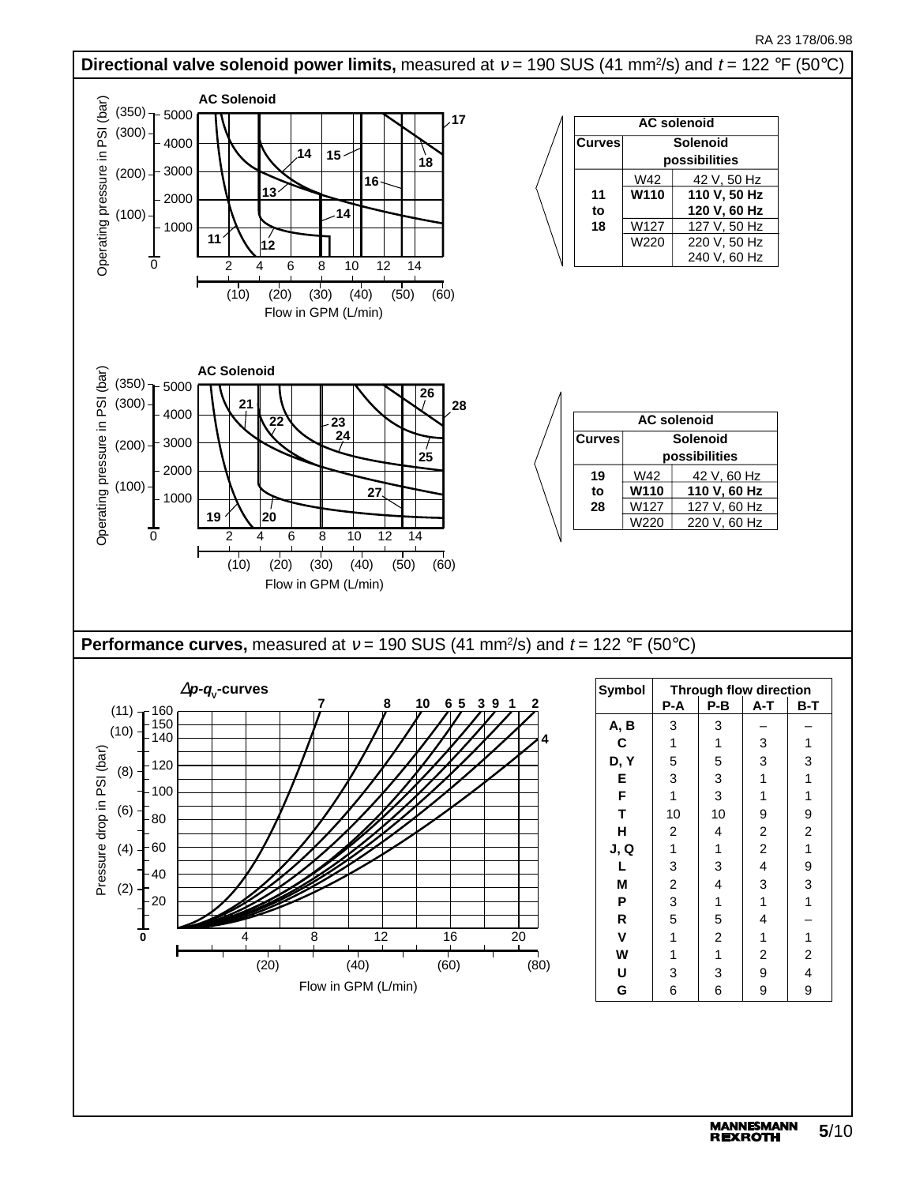## Directional valve solenoid power limits, measured at $\nu$ = 190 SUS (41 mm²/s) and $t$ = 122 °F (50°C)

**AC Solenoid**

| AC solenoid | | |
|---|---|---|
| **Curves** | **Solenoid possibilities** | |
| 11 to 18 | W42 | 42 V, 50 Hz |
| | **W110** | **110 V, 50 Hz 120 V, 60 Hz** |
| | W127 | 127 V, 50 Hz |
| | W220 | 220 V, 50 Hz 240 V, 60 Hz |

**AC Solenoid**

| AC solenoid | | |
|---|---|---|
| **Curves** | **Solenoid possibilities** | |
| 19 to 28 | W42 | 42 V, 60 Hz |
| | **W110** | **110 V, 60 Hz** |
| | W127 | 127 V, 60 Hz |
| | W220 | 220 V, 60 Hz |

## Performance curves, measured at $\nu$ = 190 SUS (41 mm²/s) and $t$ = 122 °F (50°C)

$\Delta p$-$q_V$-curves

| Symbol | Through flow direction P-A | P-B | A-T | B-T |
|---|---|---|---|---|
| A, B | 3 | 3 | – | – |
| C | 1 | 1 | 3 | 1 |
| D, Y | 5 | 5 | 3 | 3 |
| E | 3 | 3 | 1 | 1 |
| F | 1 | 3 | 1 | 1 |
| T | 10 | 10 | 9 | 9 |
| H | 2 | 4 | 2 | 2 |
| J, Q | 1 | 1 | 2 | 1 |
| L | 3 | 3 | 4 | 9 |
| M | 2 | 4 | 3 | 3 |
| P | 3 | 1 | 1 | 1 |
| R | 5 | 5 | 4 | – |
| V | 1 | 2 | 1 | 1 |
| W | 1 | 1 | 2 | 2 |
| U | 3 | 3 | 9 | 4 |
| G | 6 | 6 | 9 | 9 |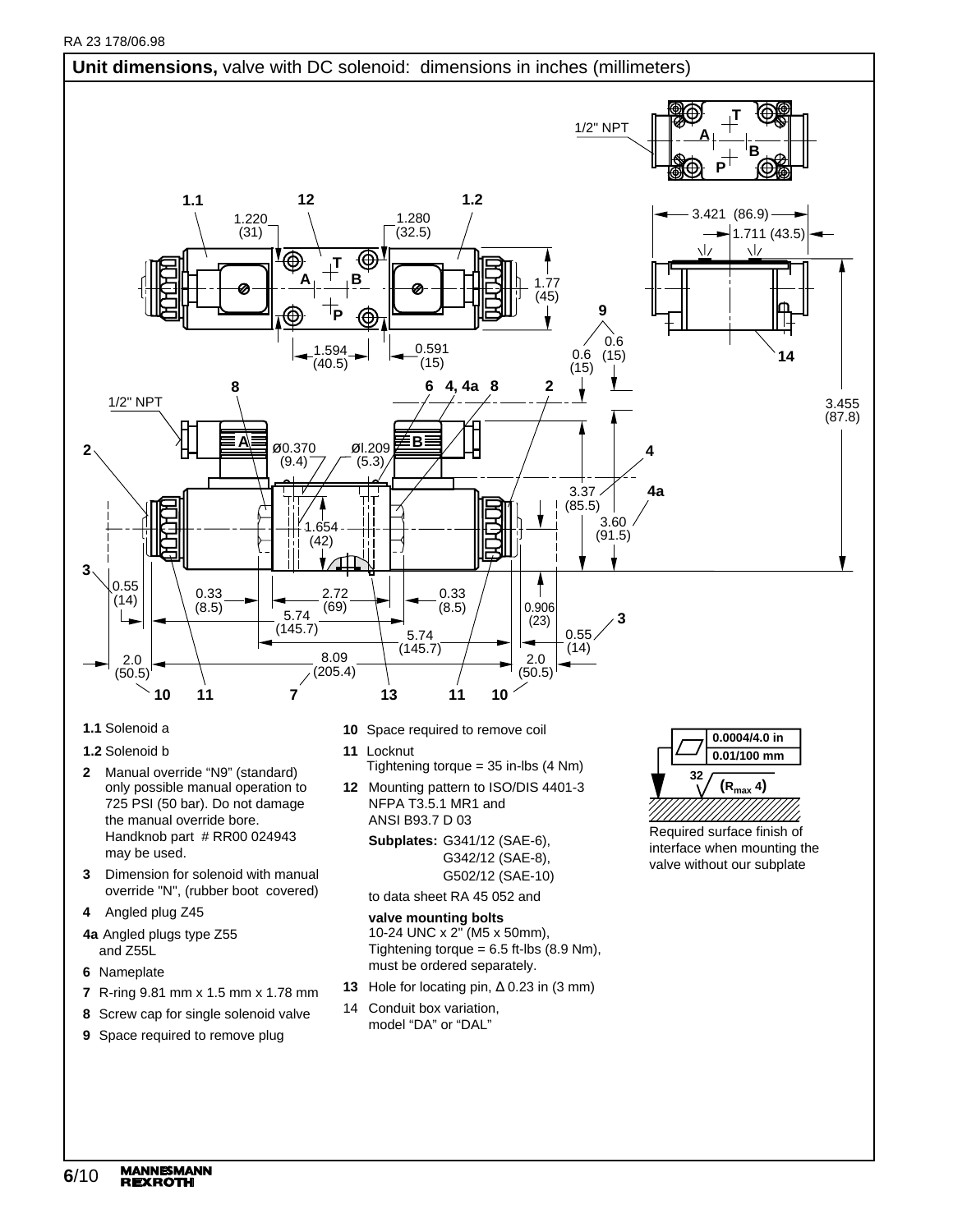## **Unit dimensions,** valve with DC solenoid: dimensions in inches (millimeters)

**1.1** Solenoid a

**1.2** Solenoid b

**2** Manual override "N9" (standard) only possible manual operation to 725 PSI (50 bar). Do not damage the manual override bore. Handknob part # RR00 024943 may be used.

**3** Dimension for solenoid with manual override "N", (rubber boot covered)

**4** Angled plug Z45

**4a** Angled plugs type Z55 and Z55L

**6** Nameplate

**7** R-ring 9.81 mm x 1.5 mm x 1.78 mm

**8** Screw cap for single solenoid valve

**9** Space required to remove plug

**10** Space required to remove coil

**11** Locknut
Tightening torque = 35 in-lbs (4 Nm)

**12** Mounting pattern to ISO/DIS 4401-3 NFPA T3.5.1 MR1 and ANSI B93.7 D 03

**Subplates:** G341/12 (SAE-6), G342/12 (SAE-8), G502/12 (SAE-10)

to data sheet RA 45 052 and

**valve mounting bolts**
10-24 UNC x 2" (M5 x 50mm), Tightening torque = 6.5 ft-lbs (8.9 Nm), must be ordered separately.

**13** Hole for locating pin, Δ 0.23 in (3 mm)

14 Conduit box variation, model "DA" or "DAL"

0.0004/4.0 in
0.01/100 mm

32 ($R_{max}$ 4)

Required surface finish of interface when mounting the valve without our subplate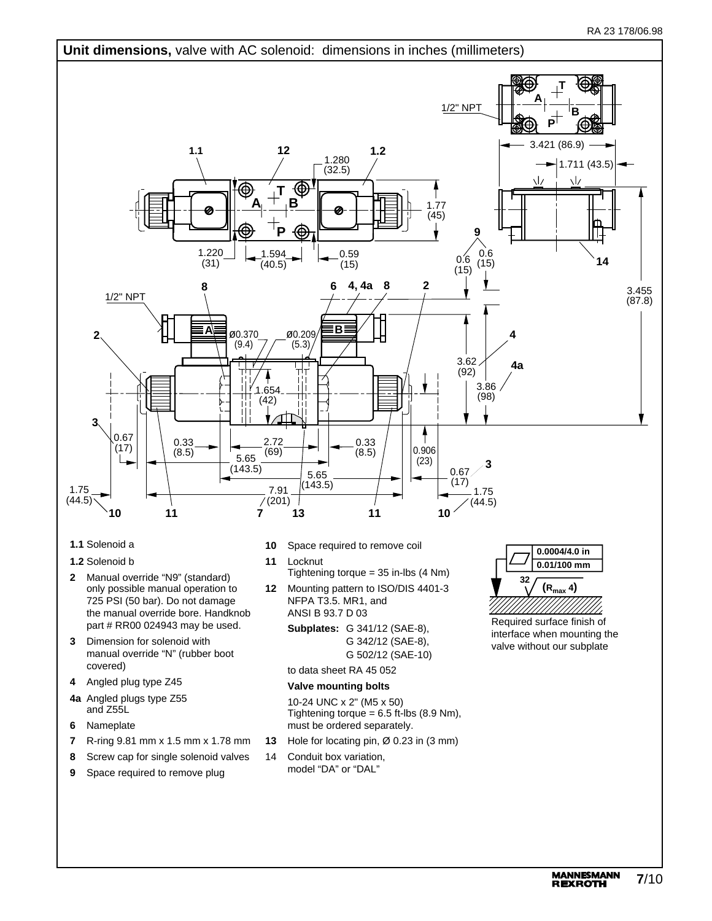## Unit dimensions, valve with AC solenoid: dimensions in inches (millimeters)

**1.1** Solenoid a

**1.2** Solenoid b

**2** Manual override "N9" (standard) only possible manual operation to 725 PSI (50 bar). Do not damage the manual override bore. Handknob part # RR00 024943 may be used.

**3** Dimension for solenoid with manual override "N" (rubber boot covered)

**4** Angled plug type Z45

**4a** Angled plugs type Z55 and Z55L

**6** Nameplate

**7** R-ring 9.81 mm x 1.5 mm x 1.78 mm

**8** Screw cap for single solenoid valves

**9** Space required to remove plug

**10** Space required to remove coil

**11** Locknut
Tightening torque = 35 in-lbs (4 Nm)

**12** Mounting pattern to ISO/DIS 4401-3 NFPA T3.5. MR1, and ANSI B 93.7 D 03

**Subplates:** G 341/12 (SAE-8), G 342/12 (SAE-8), G 502/12 (SAE-10)

to data sheet RA 45 052

**Valve mounting bolts**

10-24 UNC x 2" (M5 x 50)
Tightening torque = 6.5 ft-lbs (8.9 Nm), must be ordered separately.

**13** Hole for locating pin, Ø 0.23 in (3 mm)

14 Conduit box variation, model "DA" or "DAL"

0.0004/4.0 in
0.01/100 mm

32 ($R_{max}$ 4)

Required surface finish of interface when mounting the valve without our subplate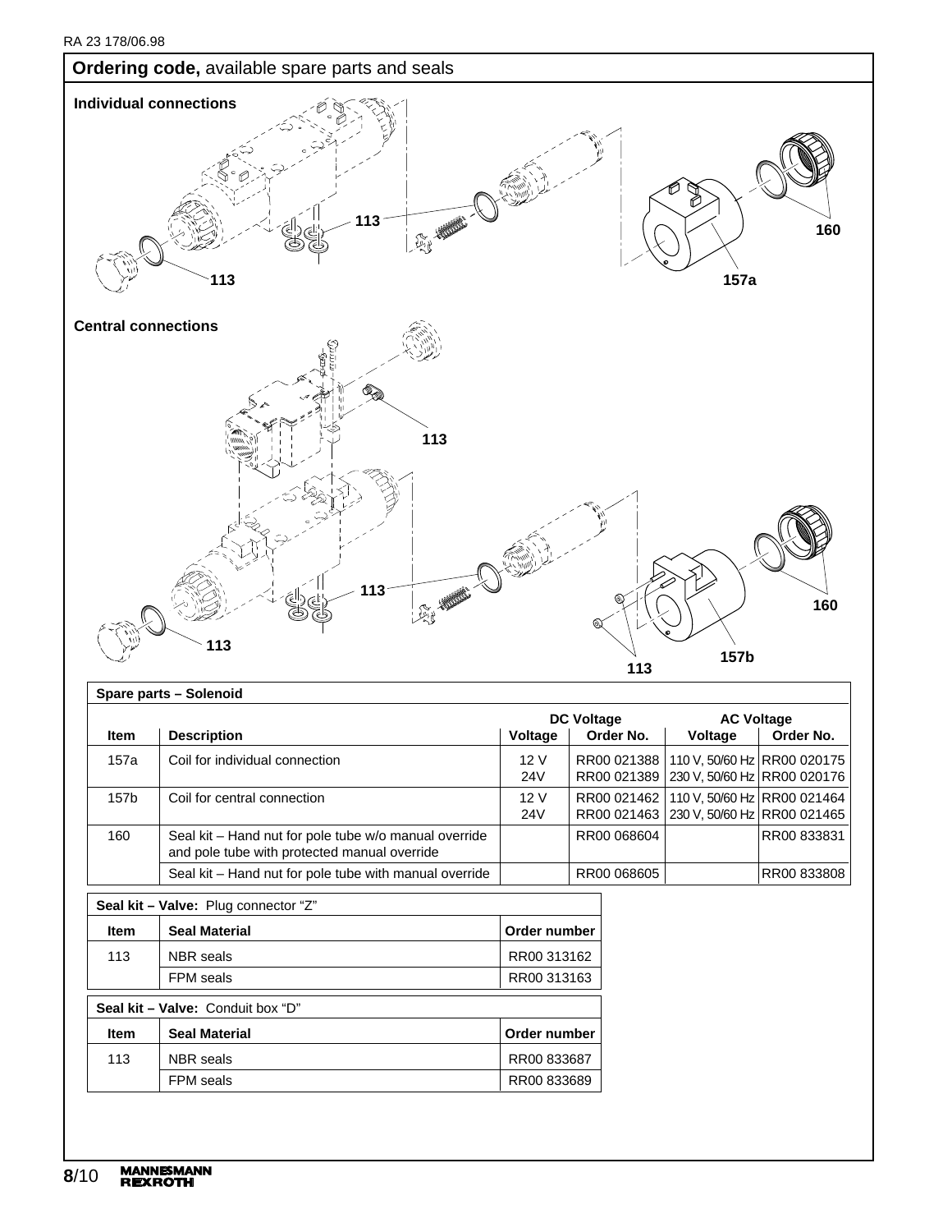## **Ordering code,** available spare parts and seals

**Individual connections**

113

113

160

157a

**Central connections**

113

113

160

113

157b

113

| Spare parts – Solenoid | | | | | |
|---|---|---|---|---|---|
| | | DC Voltage | | AC Voltage | |
| **Item** | **Description** | **Voltage** | **Order No.** | **Voltage** | **Order No.** |
| 157a | Coil for individual connection | 12 V<br>24V | RR00 021388<br>RR00 021389 | 110 V, 50/60 Hz<br>230 V, 50/60 Hz | RR00 020175<br>RR00 020176 |
| 157b | Coil for central connection | 12 V<br>24V | RR00 021462<br>RR00 021463 | 110 V, 50/60 Hz<br>230 V, 50/60 Hz | RR00 021464<br>RR00 021465 |
| 160 | Seal kit – Hand nut for pole tube w/o manual override and pole tube with protected manual override | | RR00 068604 | | RR00 833831 |
| | Seal kit – Hand nut for pole tube with manual override | | RR00 068605 | | RR00 833808 |

| **Seal kit – Valve:** Plug connector “Z” | | |
|---|---|---|
| **Item** | **Seal Material** | **Order number** |
| 113 | NBR seals | RR00 313162 |
| | FPM seals | RR00 313163 |

| **Seal kit – Valve:** Conduit box “D” | | |
|---|---|---|
| **Item** | **Seal Material** | **Order number** |
| 113 | NBR seals | RR00 833687 |
| | FPM seals | RR00 833689 |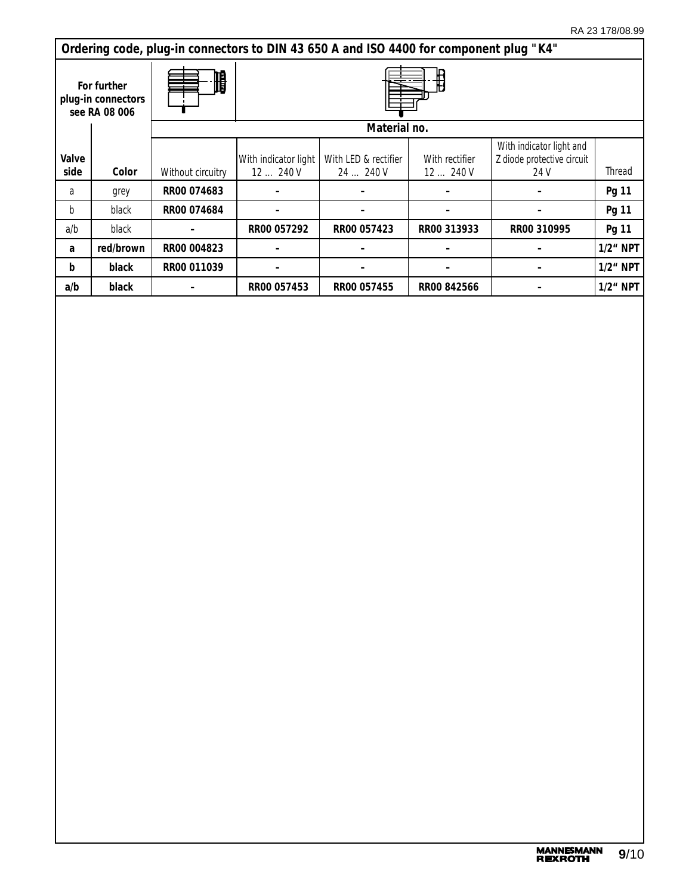## Ordering code, plug-in connectors to DIN 43 650 A and ISO 4400 for component plug "K4"

| For further plug-in connectors see RA 08 006 | | Material no. | | | | | |
|---|---|---|---|---|---|---|---|
| **Valve side** | **Color** | Without circuitry | With indicator light 12 ... 240 V | With LED & rectifier 24 ... 240 V | With rectifier 12 ... 240 V | With indicator light and Z diode protective circuit 24 V | Thread |
| a | grey | **RR00 074683** | **–** | **–** | **–** | **–** | **Pg 11** |
| b | black | **RR00 074684** | **–** | **–** | **–** | **–** | **Pg 11** |
| a/b | black | **–** | **RR00 057292** | **RR00 057423** | **RR00 313933** | **RR00 310995** | **Pg 11** |
| **a** | **red/brown** | **RR00 004823** | **–** | **–** | **–** | **–** | **1/2“ NPT** |
| **b** | **black** | **RR00 011039** | **–** | **–** | **–** | **–** | **1/2“ NPT** |
| **a/b** | **black** | **–** | **RR00 057453** | **RR00 057455** | **RR00 842566** | **–** | **1/2“ NPT** |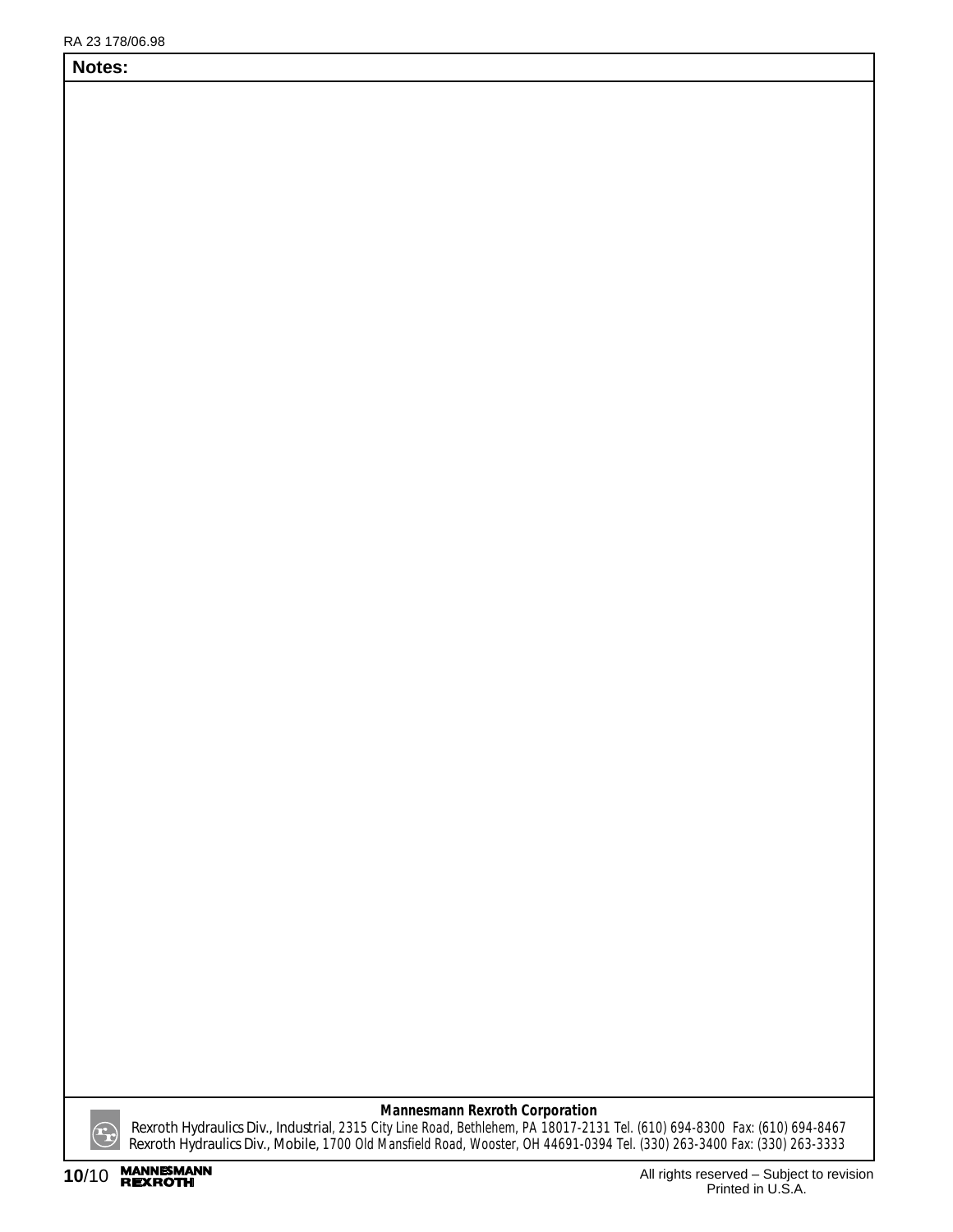## Notes:

**Mannesmann Rexroth Corporation**

Rexroth Hydraulics Div., Industrial, 2315 City Line Road, Bethlehem, PA 18017-2131 Tel. (610) 694-8300 Fax: (610) 694-8467
Rexroth Hydraulics Div., Mobile, 1700 Old Mansfield Road, Wooster, OH 44691-0394 Tel. (330) 263-3400 Fax: (330) 263-3333

All rights reserved – Subject to revision
Printed in U.S.A.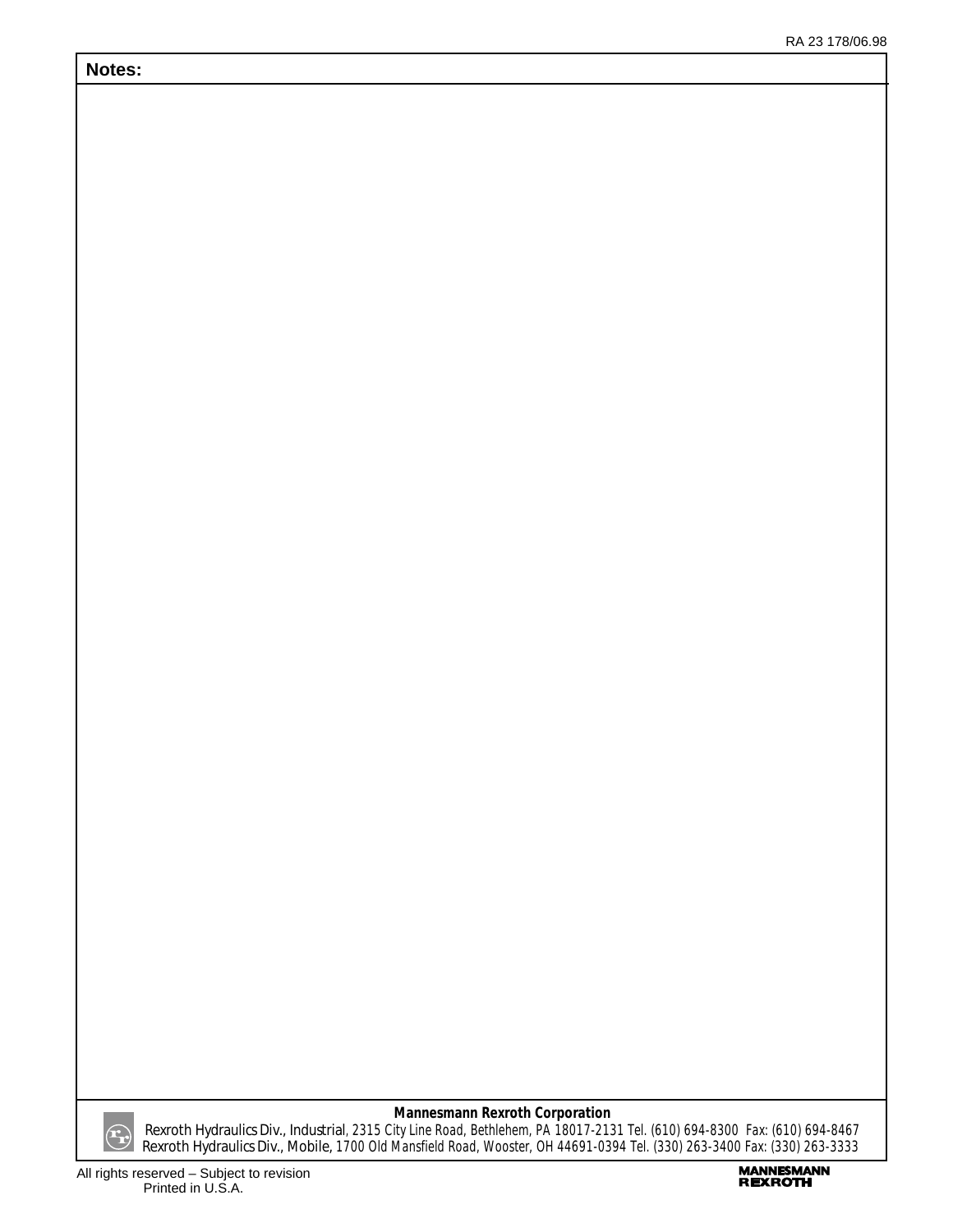**Notes:**

**Mannesmann Rexroth Corporation**

Rexroth Hydraulics Div., Industrial, 2315 City Line Road, Bethlehem, PA 18017-2131 Tel. (610) 694-8300 Fax: (610) 694-8467
Rexroth Hydraulics Div., Mobile, 1700 Old Mansfield Road, Wooster, OH 44691-0394 Tel. (330) 263-3400 Fax: (330) 263-3333

All rights reserved – Subject to revision
Printed in U.S.A.

MANNESMANN REXROTH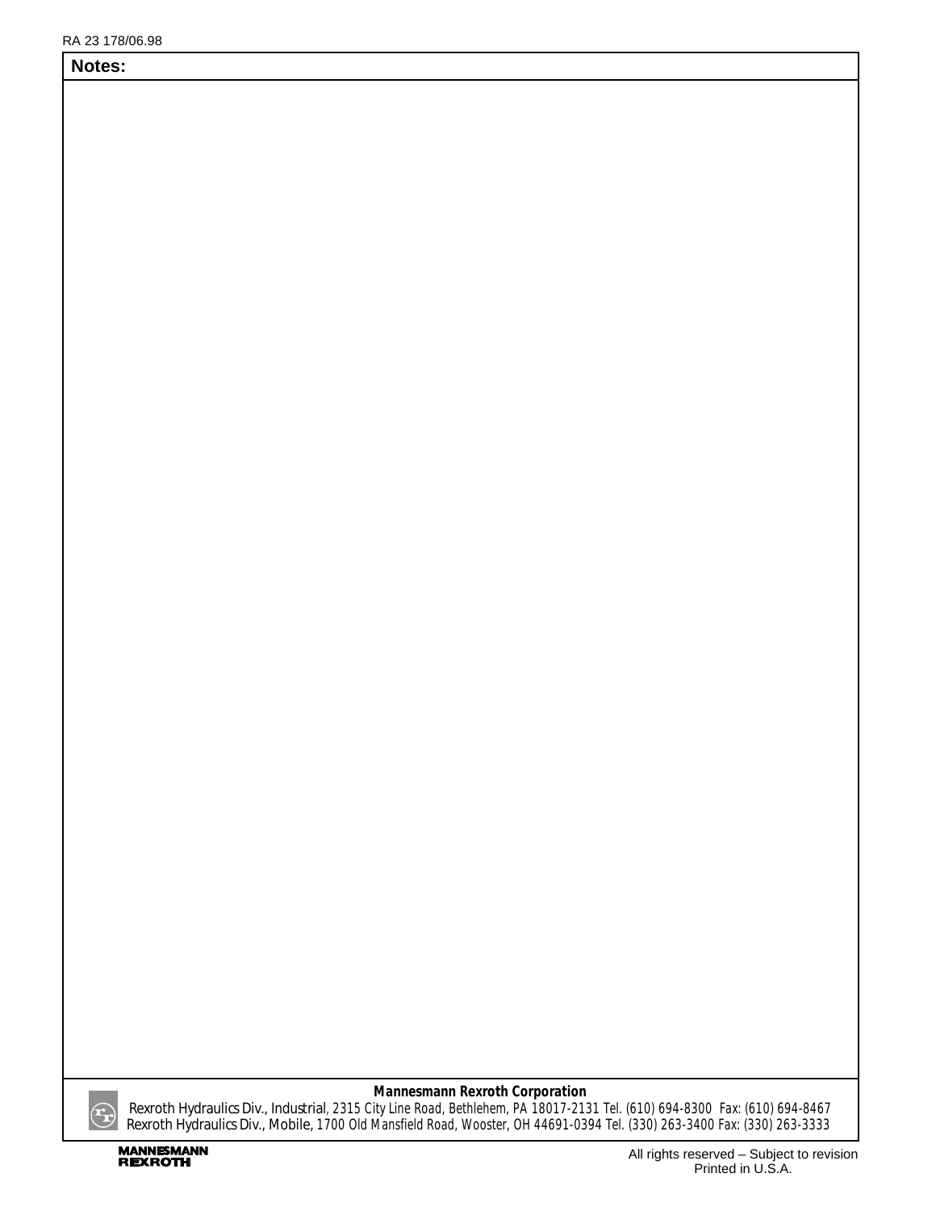## Notes:

**Mannesmann Rexroth Corporation**

Rexroth Hydraulics Div., Industrial, 2315 City Line Road, Bethlehem, PA 18017-2131 Tel. (610) 694-8300 Fax: (610) 694-8467

Rexroth Hydraulics Div., Mobile, 1700 Old Mansfield Road, Wooster, OH 44691-0394 Tel. (330) 263-3400 Fax: (330) 263-3333

**MANNESMANN REXROTH**

All rights reserved – Subject to revision
Printed in U.S.A.